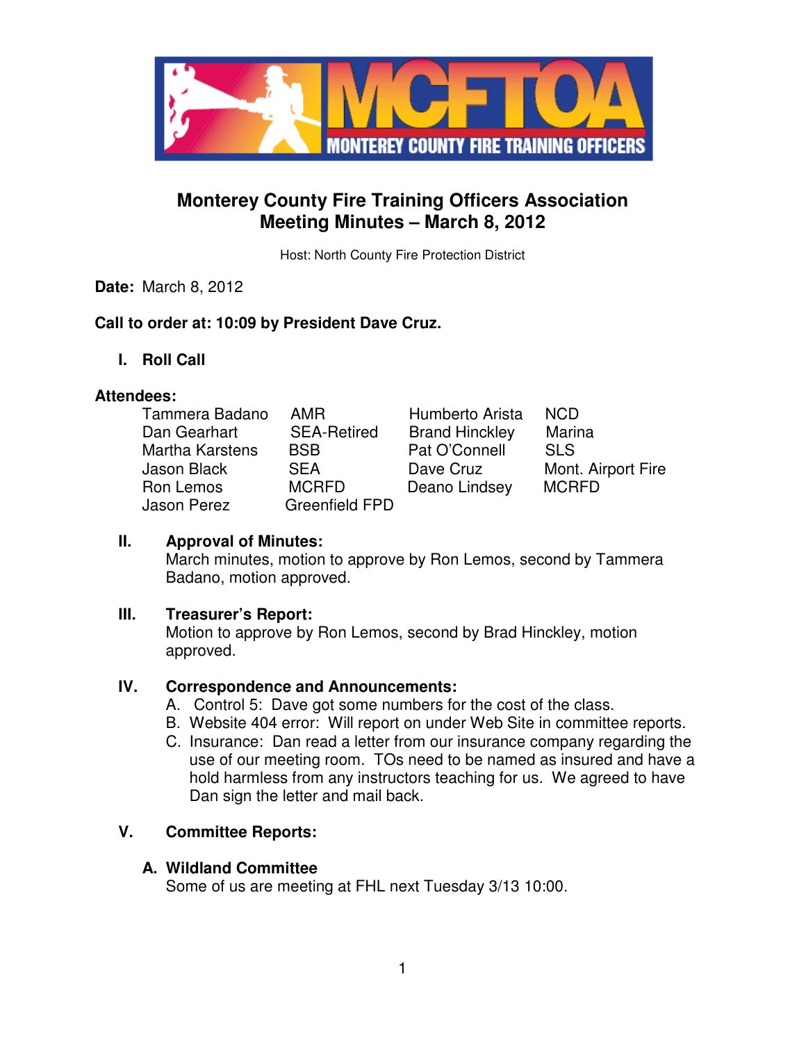# Monterey County Fire Training Officers Association
## Meeting Minutes – March 8, 2012

Host: North County Fire Protection District

**Date:** March 8, 2012

**Call to order at: 10:09 by President Dave Cruz.**

### I. Roll Call

**Attendees:**

| | | | |
|---|---|---|---|
| Tammera Badano | AMR | Humberto Arista | NCD |
| Dan Gearhart | SEA-Retired | Brand Hinckley | Marina |
| Martha Karstens | BSB | Pat O'Connell | SLS |
| Jason Black | SEA | Dave Cruz | Mont. Airport Fire |
| Ron Lemos | MCRFD | Deano Lindsey | MCRFD |
| Jason Perez | Greenfield FPD | | |

### II. Approval of Minutes:

March minutes, motion to approve by Ron Lemos, second by Tammera Badano, motion approved.

### III. Treasurer's Report:

Motion to approve by Ron Lemos, second by Brad Hinckley, motion approved.

### IV. Correspondence and Announcements:

A. Control 5: Dave got some numbers for the cost of the class.

B. Website 404 error: Will report on under Web Site in committee reports.

C. Insurance: Dan read a letter from our insurance company regarding the use of our meeting room. TOs need to be named as insured and have a hold harmless from any instructors teaching for us. We agreed to have Dan sign the letter and mail back.

### V. Committee Reports:

**A. Wildland Committee**

Some of us are meeting at FHL next Tuesday 3/13 10:00.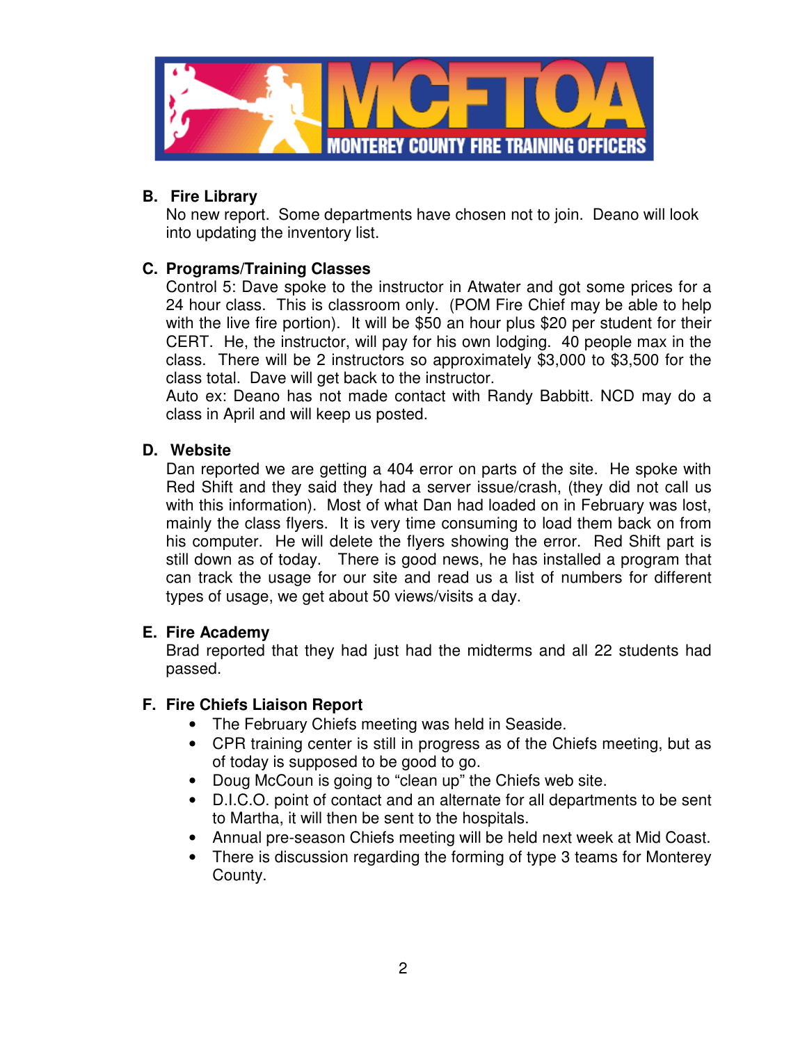**B. Fire Library**

No new report. Some departments have chosen not to join. Deano will look into updating the inventory list.

**C. Programs/Training Classes**

Control 5: Dave spoke to the instructor in Atwater and got some prices for a 24 hour class. This is classroom only. (POM Fire Chief may be able to help with the live fire portion). It will be $50 an hour plus $20 per student for their CERT. He, the instructor, will pay for his own lodging. 40 people max in the class. There will be 2 instructors so approximately $3,000 to $3,500 for the class total. Dave will get back to the instructor.

Auto ex: Deano has not made contact with Randy Babbitt. NCD may do a class in April and will keep us posted.

**D. Website**

Dan reported we are getting a 404 error on parts of the site. He spoke with Red Shift and they said they had a server issue/crash, (they did not call us with this information). Most of what Dan had loaded on in February was lost, mainly the class flyers. It is very time consuming to load them back on from his computer. He will delete the flyers showing the error. Red Shift part is still down as of today. There is good news, he has installed a program that can track the usage for our site and read us a list of numbers for different types of usage, we get about 50 views/visits a day.

**E. Fire Academy**

Brad reported that they had just had the midterms and all 22 students had passed.

**F. Fire Chiefs Liaison Report**

- The February Chiefs meeting was held in Seaside.
- CPR training center is still in progress as of the Chiefs meeting, but as of today is supposed to be good to go.
- Doug McCoun is going to "clean up" the Chiefs web site.
- D.I.C.O. point of contact and an alternate for all departments to be sent to Martha, it will then be sent to the hospitals.
- Annual pre-season Chiefs meeting will be held next week at Mid Coast.
- There is discussion regarding the forming of type 3 teams for Monterey County.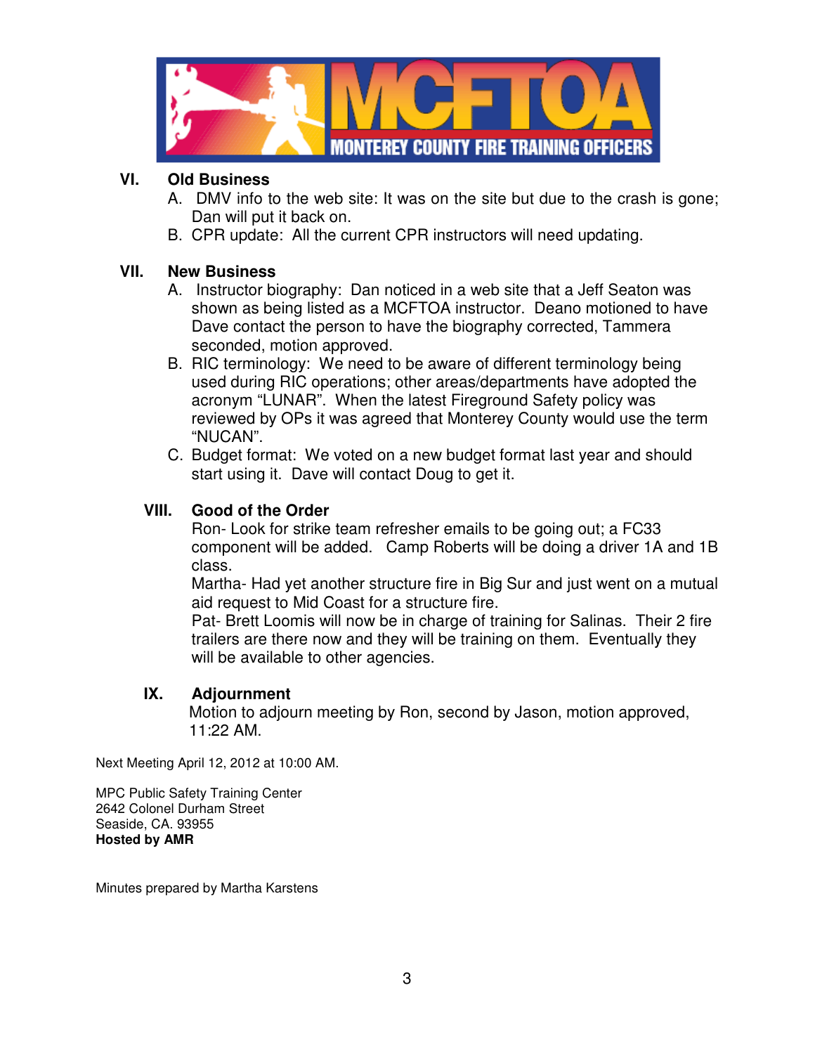## VI. Old Business

A. DMV info to the web site: It was on the site but due to the crash is gone; Dan will put it back on.

B. CPR update: All the current CPR instructors will need updating.

## VII. New Business

A. Instructor biography: Dan noticed in a web site that a Jeff Seaton was shown as being listed as a MCFTOA instructor. Deano motioned to have Dave contact the person to have the biography corrected, Tammera seconded, motion approved.

B. RIC terminology: We need to be aware of different terminology being used during RIC operations; other areas/departments have adopted the acronym "LUNAR". When the latest Fireground Safety policy was reviewed by OPs it was agreed that Monterey County would use the term "NUCAN".

C. Budget format: We voted on a new budget format last year and should start using it. Dave will contact Doug to get it.

## VIII. Good of the Order

Ron- Look for strike team refresher emails to be going out; a FC33 component will be added. Camp Roberts will be doing a driver 1A and 1B class.

Martha- Had yet another structure fire in Big Sur and just went on a mutual aid request to Mid Coast for a structure fire.

Pat- Brett Loomis will now be in charge of training for Salinas. Their 2 fire trailers are there now and they will be training on them. Eventually they will be available to other agencies.

## IX. Adjournment

Motion to adjourn meeting by Ron, second by Jason, motion approved, 11:22 AM.

Next Meeting April 12, 2012 at 10:00 AM.

MPC Public Safety Training Center
2642 Colonel Durham Street
Seaside, CA. 93955
**Hosted by AMR**

Minutes prepared by Martha Karstens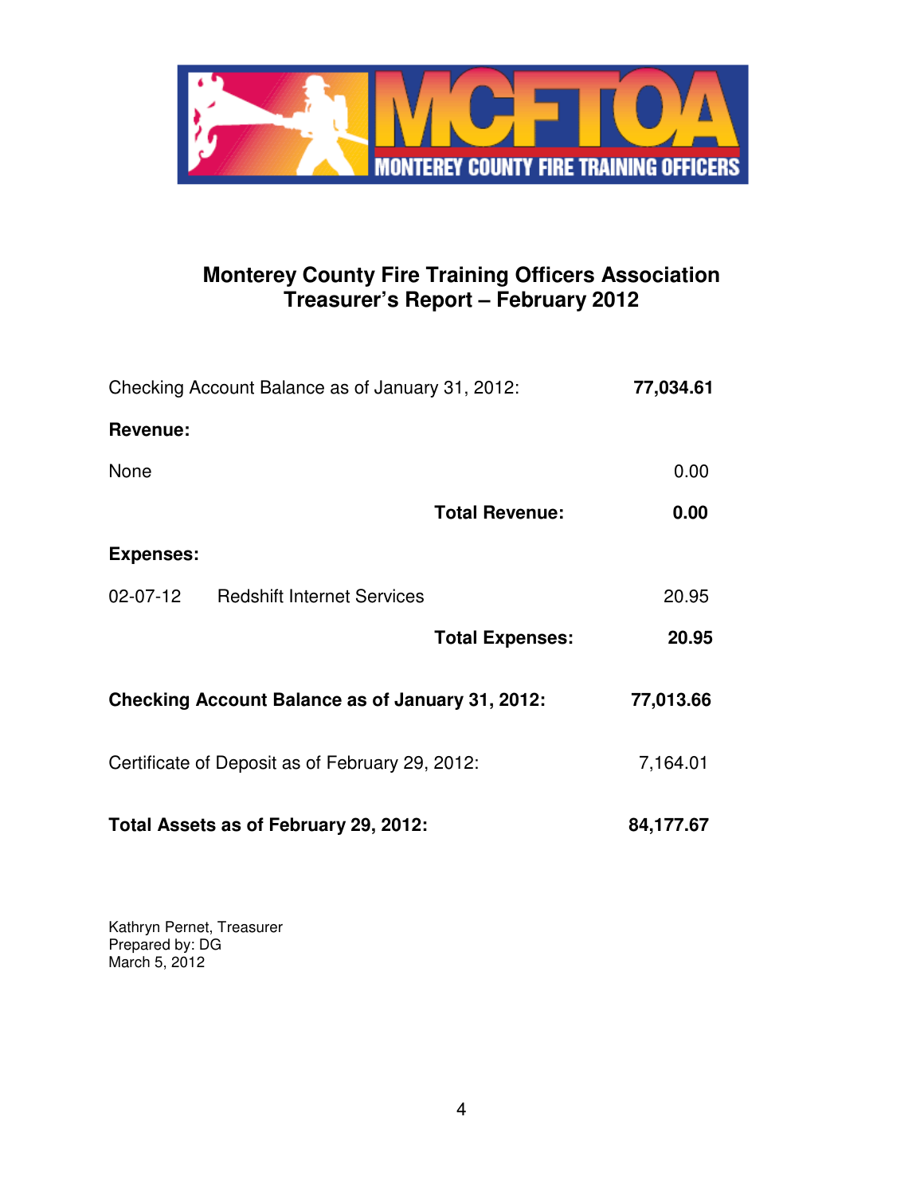MCFTOA

MONTEREY COUNTY FIRE TRAINING OFFICERS

## Monterey County Fire Training Officers Association
## Treasurer's Report – February 2012

| | | |
|---|---|---|
| Checking Account Balance as of January 31, 2012: | | **77,034.61** |
| **Revenue:** | | |
| None | | 0.00 |
| | **Total Revenue:** | **0.00** |
| **Expenses:** | | |
| 02-07-12 Redshift Internet Services | | 20.95 |
| | **Total Expenses:** | **20.95** |
| **Checking Account Balance as of January 31, 2012:** | | **77,013.66** |
| Certificate of Deposit as of February 29, 2012: | | 7,164.01 |
| **Total Assets as of February 29, 2012:** | | **84,177.67** |

Kathryn Pernet, Treasurer
Prepared by: DG
March 5, 2012